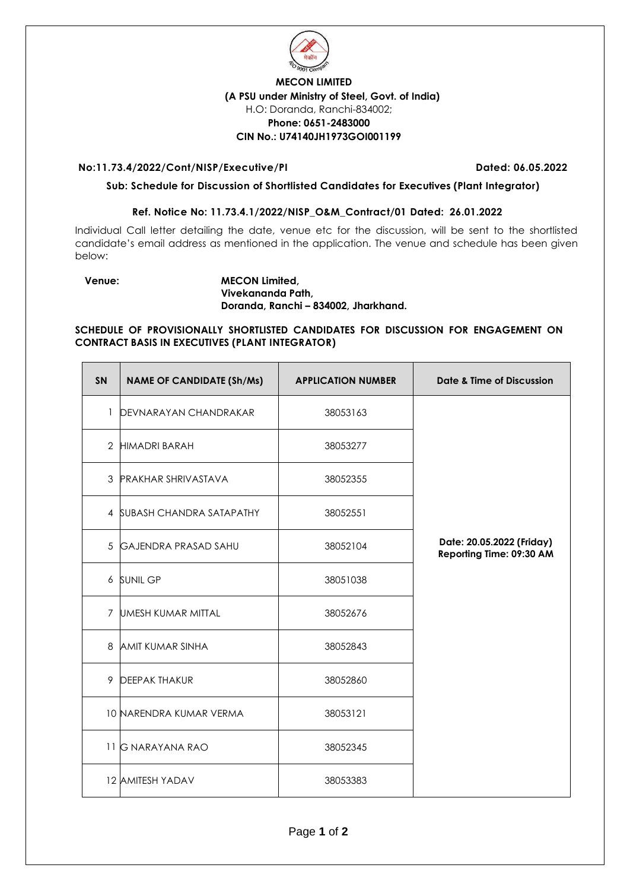**MECON LIMITED**
**(A PSU under Ministry of Steel, Govt. of India)**
H.O: Doranda, Ranchi-834002;
**Phone: 0651-2483000**
**CIN No.: U74140JH1973GOI001199**

**No:11.73.4/2022/Cont/NISP/Executive/PI** **Dated: 06.05.2022**

**Sub: Schedule for Discussion of Shortlisted Candidates for Executives (Plant Integrator)**

**Ref. Notice No: 11.73.4.1/2022/NISP_O&M_Contract/01 Dated: 26.01.2022**

Individual Call letter detailing the date, venue etc for the discussion, will be sent to the shortlisted candidate's email address as mentioned in the application. The venue and schedule has been given below:

**Venue:** **MECON Limited,**
**Vivekananda Path,**
**Doranda, Ranchi – 834002, Jharkhand.**

**SCHEDULE OF PROVISIONALLY SHORTLISTED CANDIDATES FOR DISCUSSION FOR ENGAGEMENT ON CONTRACT BASIS IN EXECUTIVES (PLANT INTEGRATOR)**

| SN | NAME OF CANDIDATE (Sh/Ms) | APPLICATION NUMBER | Date & Time of Discussion |
|---|---|---|---|
| 1 | DEVNARAYAN CHANDRAKAR | 38053163 | **Date: 20.05.2022 (Friday) Reporting Time: 09:30 AM** |
| 2 | HIMADRI BARAH | 38053277 | |
| 3 | PRAKHAR SHRIVASTAVA | 38052355 | |
| 4 | SUBASH CHANDRA SATAPATHY | 38052551 | |
| 5 | GAJENDRA PRASAD SAHU | 38052104 | |
| 6 | SUNIL GP | 38051038 | |
| 7 | UMESH KUMAR MITTAL | 38052676 | |
| 8 | AMIT KUMAR SINHA | 38052843 | |
| 9 | DEEPAK THAKUR | 38052860 | |
| 10 | NARENDRA KUMAR VERMA | 38053121 | |
| 11 | G NARAYANA RAO | 38052345 | |
| 12 | AMITESH YADAV | 38053383 | |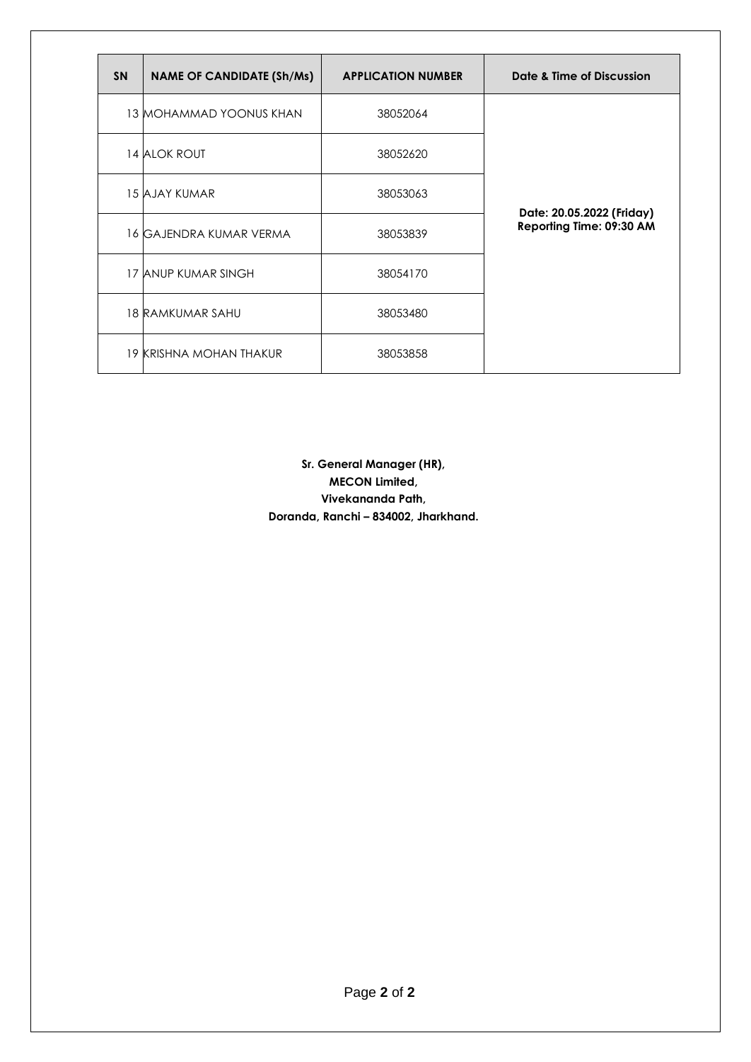| SN | NAME OF CANDIDATE (Sh/Ms) | APPLICATION NUMBER | Date & Time of Discussion |
|---|---|---|---|
| 13 | MOHAMMAD YOONUS KHAN | 38052064 | **Date: 20.05.2022 (Friday) Reporting Time: 09:30 AM** |
| 14 | ALOK ROUT | 38052620 | |
| 15 | AJAY KUMAR | 38053063 | |
| 16 | GAJENDRA KUMAR VERMA | 38053839 | |
| 17 | ANUP KUMAR SINGH | 38054170 | |
| 18 | RAMKUMAR SAHU | 38053480 | |
| 19 | KRISHNA MOHAN THAKUR | 38053858 | |

**Sr. General Manager (HR),**
**MECON Limited,**
**Vivekananda Path,**
**Doranda, Ranchi – 834002, Jharkhand.**